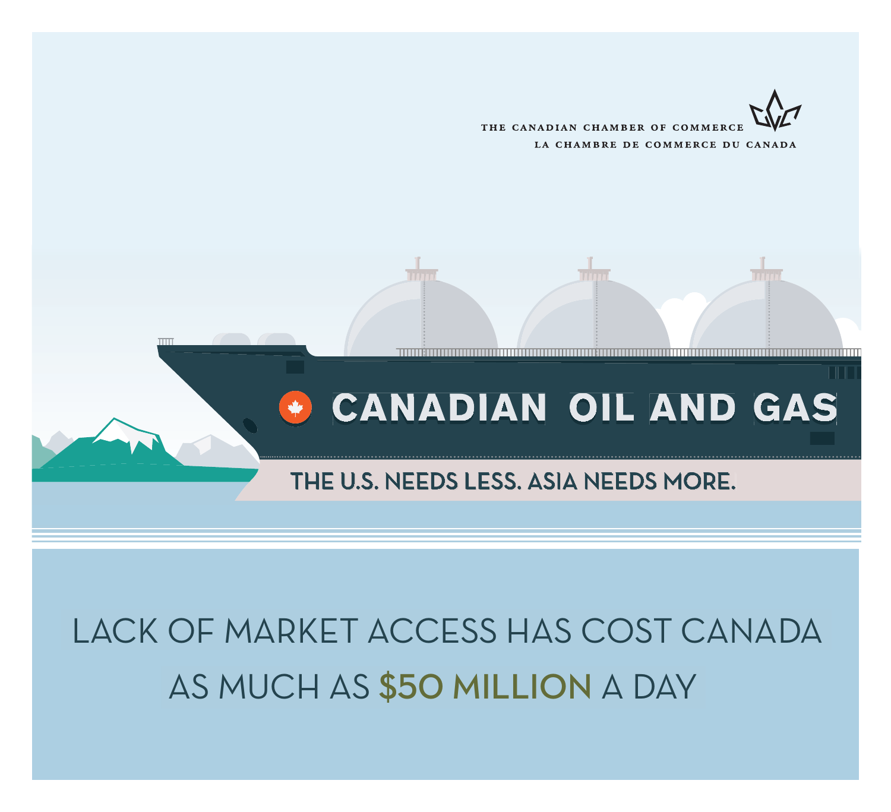THE CANADIAN CHAMBER OF COMMERCE
LA CHAMBRE DE COMMERCE DU CANADA

# CANADIAN OIL AND GAS

## THE U.S. NEEDS LESS. ASIA NEEDS MORE.

LACK OF MARKET ACCESS HAS COST CANADA AS MUCH AS **$50 MILLION** A DAY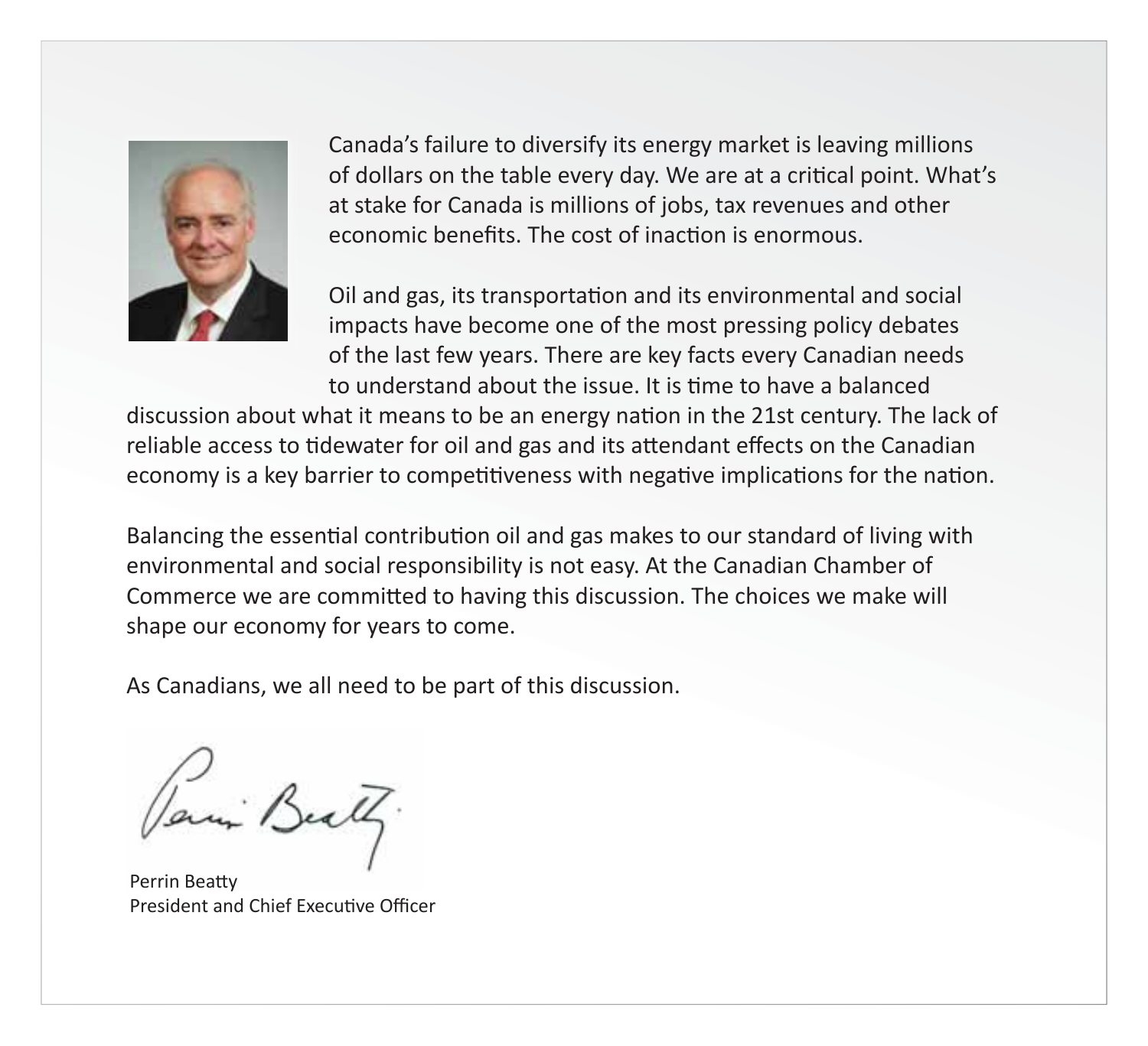Canada's failure to diversify its energy market is leaving millions of dollars on the table every day. We are at a critical point. What's at stake for Canada is millions of jobs, tax revenues and other economic benefits. The cost of inaction is enormous.

Oil and gas, its transportation and its environmental and social impacts have become one of the most pressing policy debates of the last few years. There are key facts every Canadian needs to understand about the issue. It is time to have a balanced discussion about what it means to be an energy nation in the 21st century. The lack of reliable access to tidewater for oil and gas and its attendant effects on the Canadian economy is a key barrier to competitiveness with negative implications for the nation.

Balancing the essential contribution oil and gas makes to our standard of living with environmental and social responsibility is not easy. At the Canadian Chamber of Commerce we are committed to having this discussion. The choices we make will shape our economy for years to come.

As Canadians, we all need to be part of this discussion.

Perrin Beatty
President and Chief Executive Officer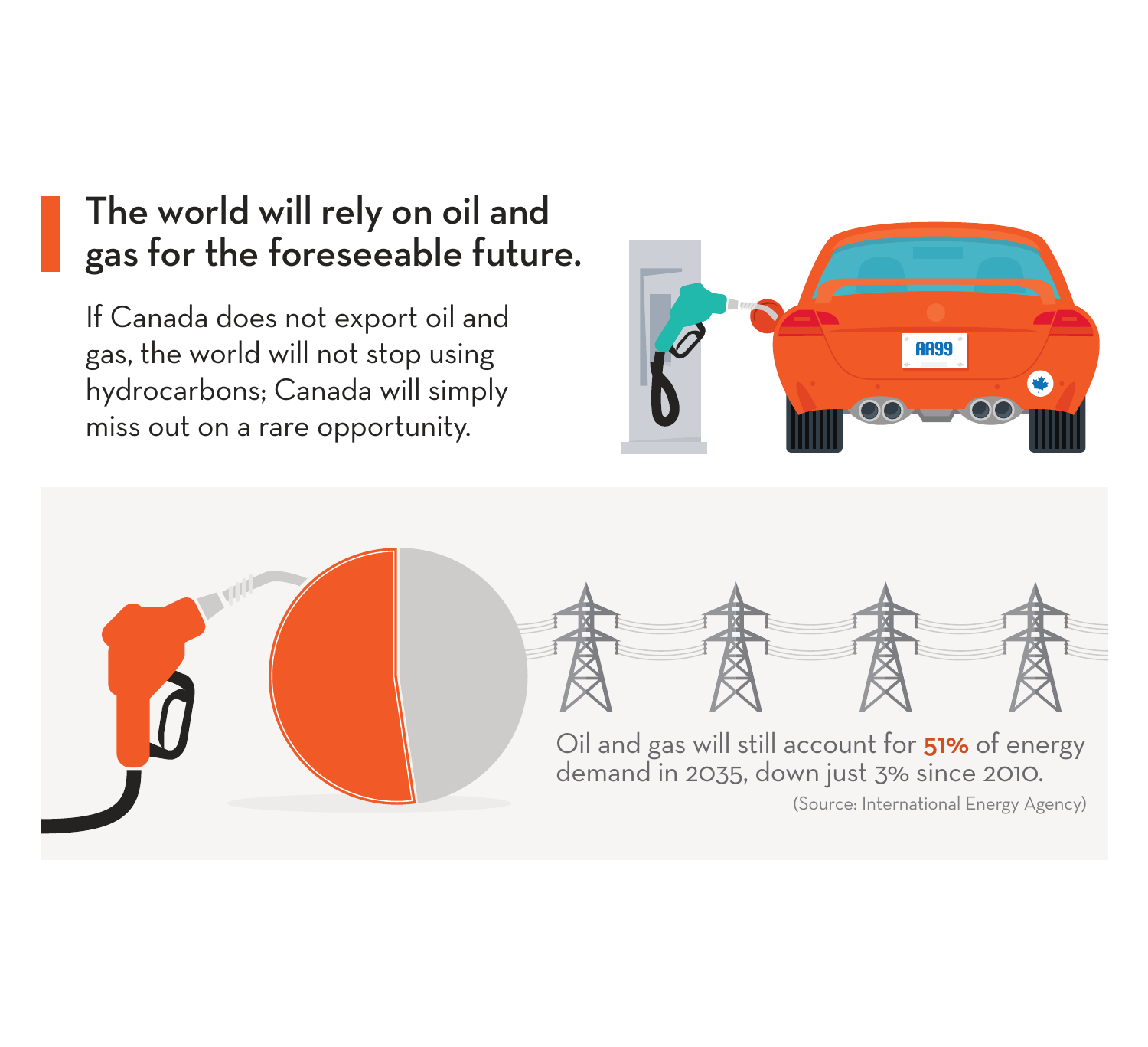## The world will rely on oil and gas for the foreseeable future.

If Canada does not export oil and gas, the world will not stop using hydrocarbons; Canada will simply miss out on a rare opportunity.

Oil and gas will still account for **51%** of energy demand in 2035, down just 3% since 2010.

(Source: International Energy Agency)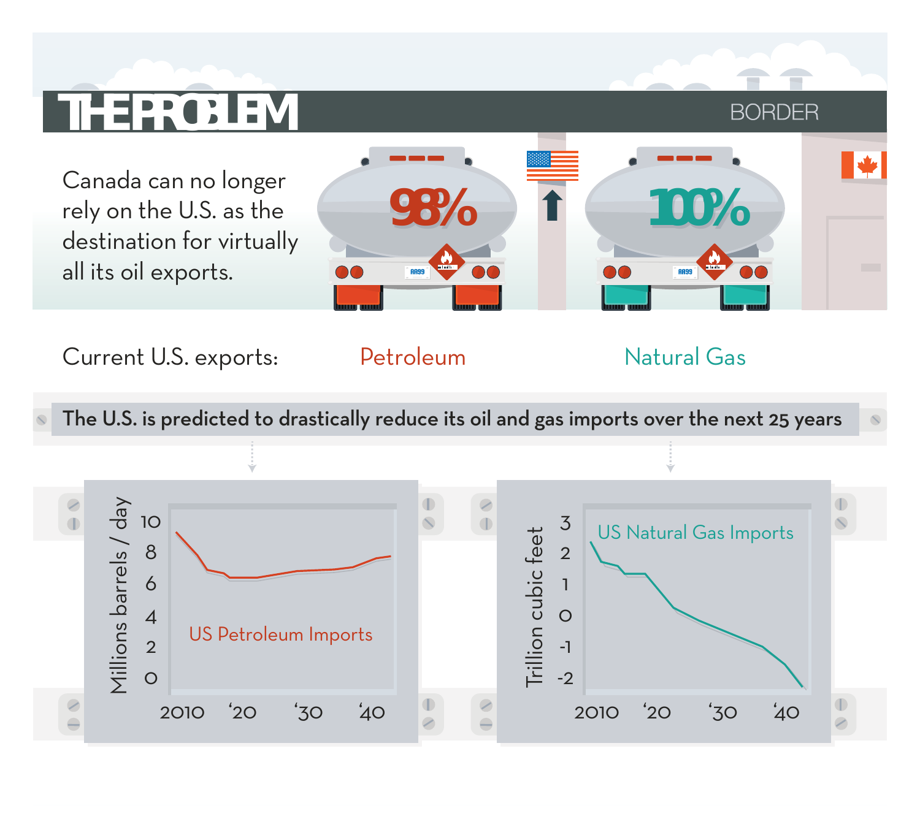# THE PROBLEM

BORDER

Canada can no longer rely on the U.S. as the destination for virtually all its oil exports.

98%

100%

Current U.S. exports: Petroleum Natural Gas

**The U.S. is predicted to drastically reduce its oil and gas imports over the next 25 years**

US Petroleum Imports

Millions barrels / day

10, 8, 6, 4, 2, 0

2010, '20, '30, '40

US Natural Gas Imports

Trillion cubic feet

3, 2, 1, 0, -1, -2

2010, '20, '30, '40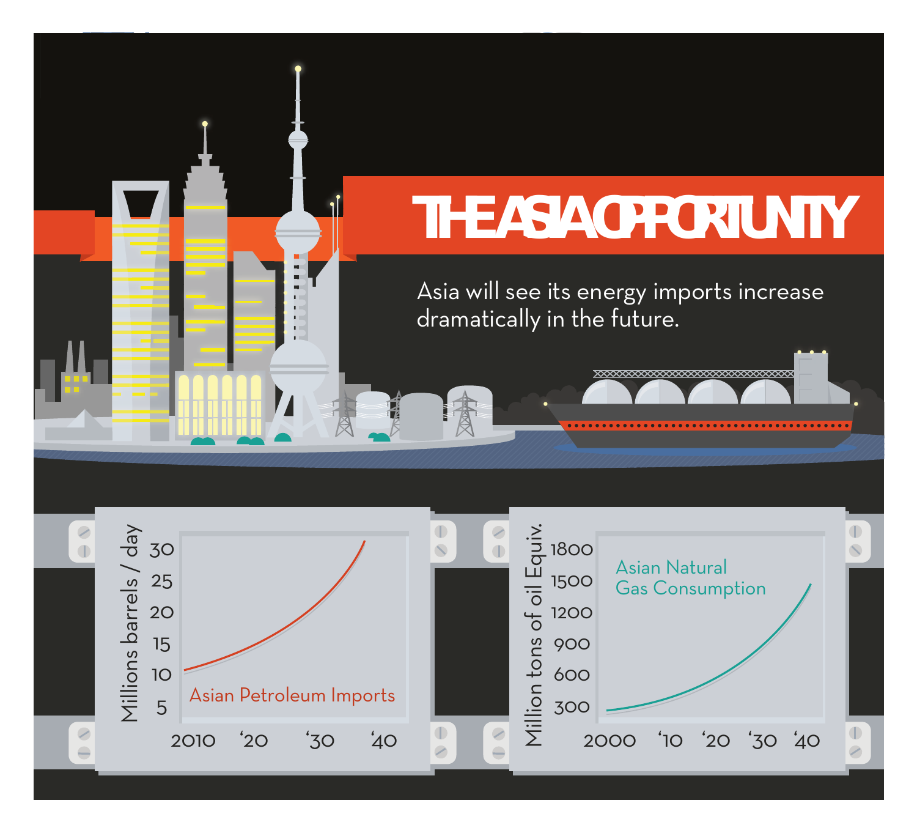# THE ASIA OPPORTUNITY

Asia will see its energy imports increase dramatically in the future.

Millions barrels / day

30
25
20
15
10
5

Asian Petroleum Imports

2010 '20 '30 '40

Million tons of oil Equiv.

1800
1500
1200
900
600
300

Asian Natural Gas Consumption

2000 '10 '20 '30 '40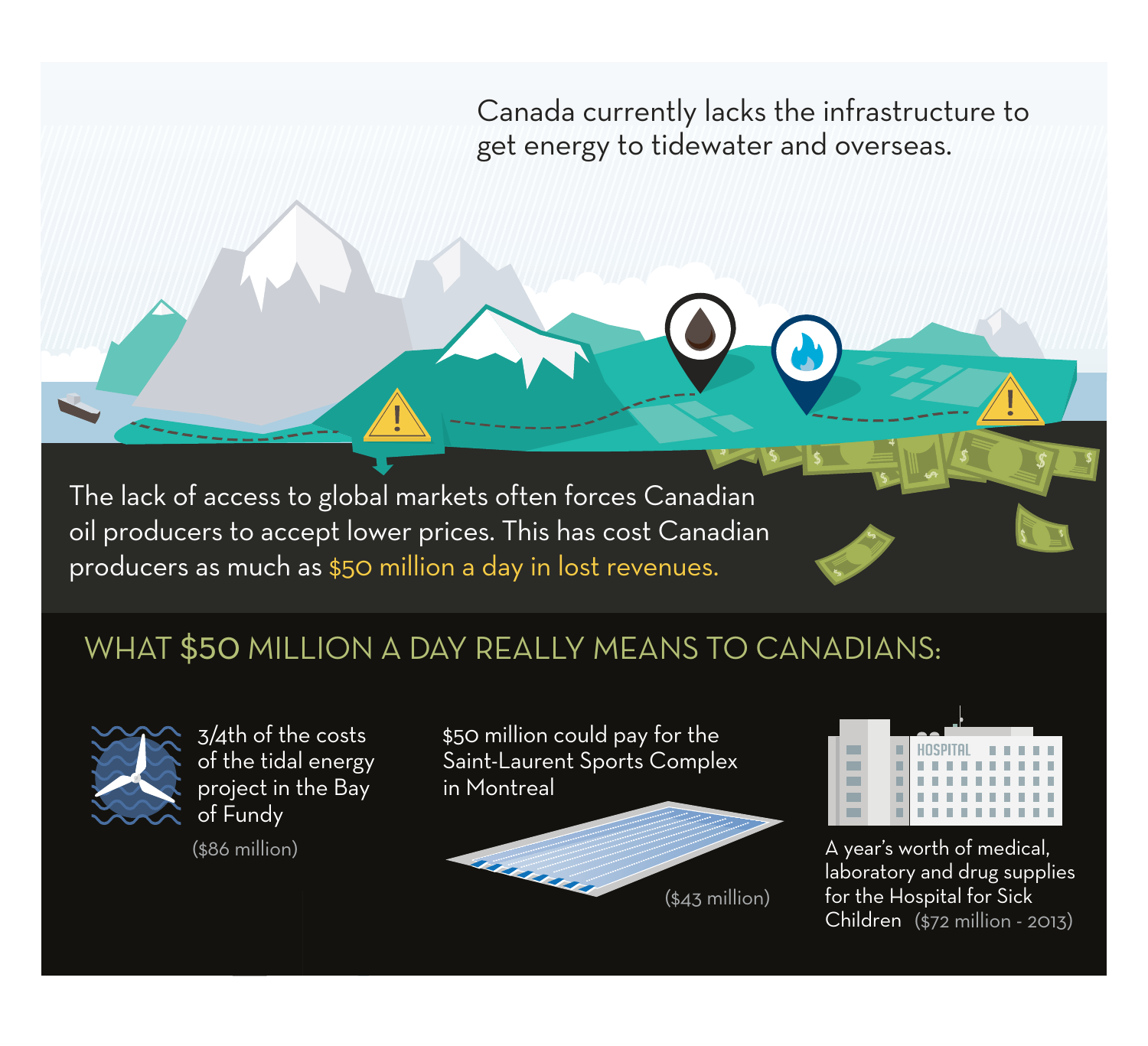Canada currently lacks the infrastructure to get energy to tidewater and overseas.

The lack of access to global markets often forces Canadian oil producers to accept lower prices. This has cost Canadian producers as much as $50 million a day in lost revenues.

## WHAT $50 MILLION A DAY REALLY MEANS TO CANADIANS:

3/4th of the costs of the tidal energy project in the Bay of Fundy ($86 million)

$50 million could pay for the Saint-Laurent Sports Complex in Montreal ($43 million)

A year's worth of medical, laboratory and drug supplies for the Hospital for Sick Children ($72 million - 2013)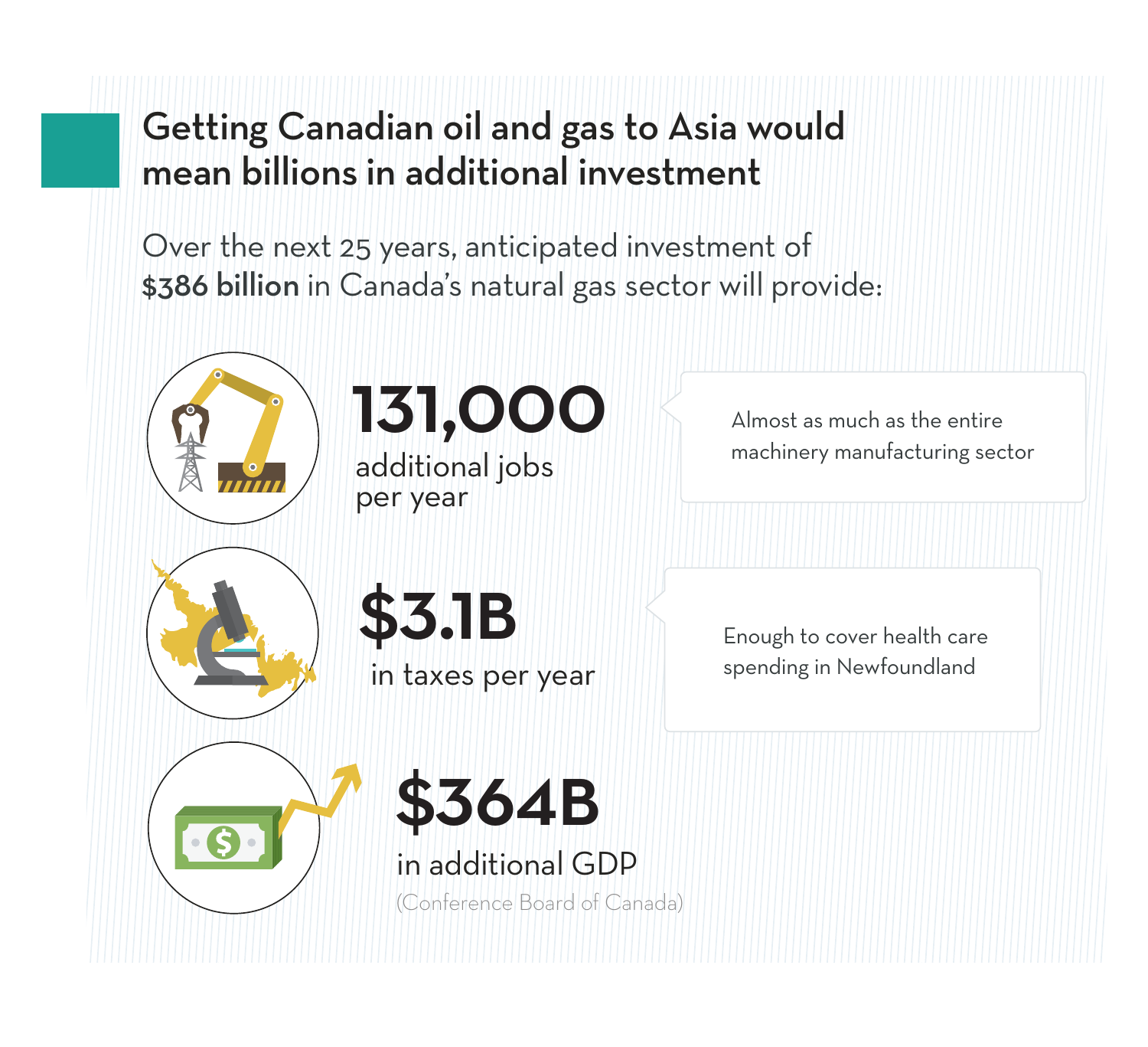## Getting Canadian oil and gas to Asia would mean billions in additional investment

Over the next 25 years, anticipated investment of **$386 billion** in Canada's natural gas sector will provide:

**131,000**
additional jobs per year

Almost as much as the entire machinery manufacturing sector

**$3.1B**
in taxes per year

Enough to cover health care spending in Newfoundland

**$364B**
in additional GDP

(Conference Board of Canada)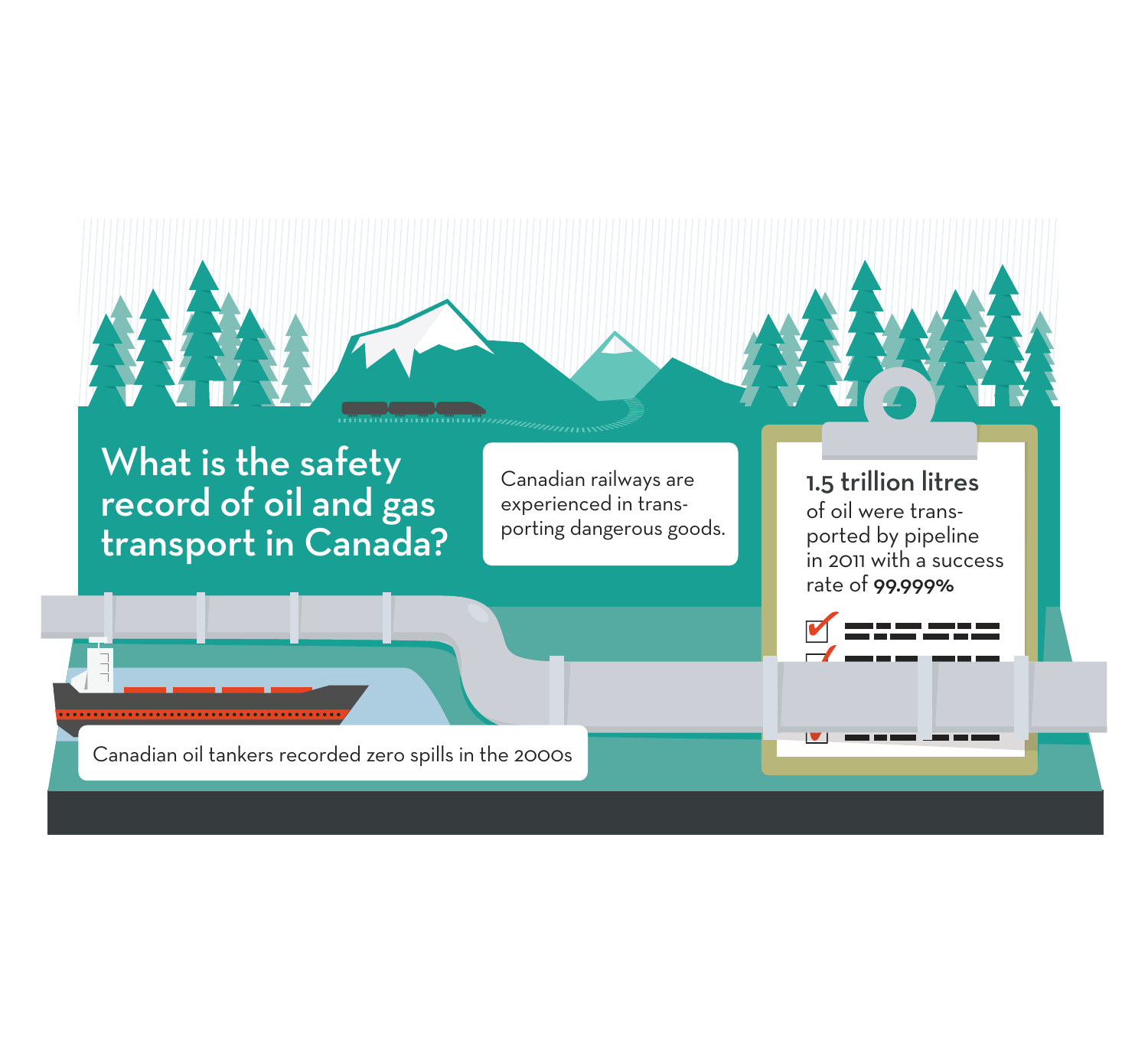# What is the safety record of oil and gas transport in Canada?

Canadian railways are experienced in transporting dangerous goods.

**1.5 trillion litres** of oil were transported by pipeline in 2011 with a success rate of **99.999%**

Canadian oil tankers recorded zero spills in the 2000s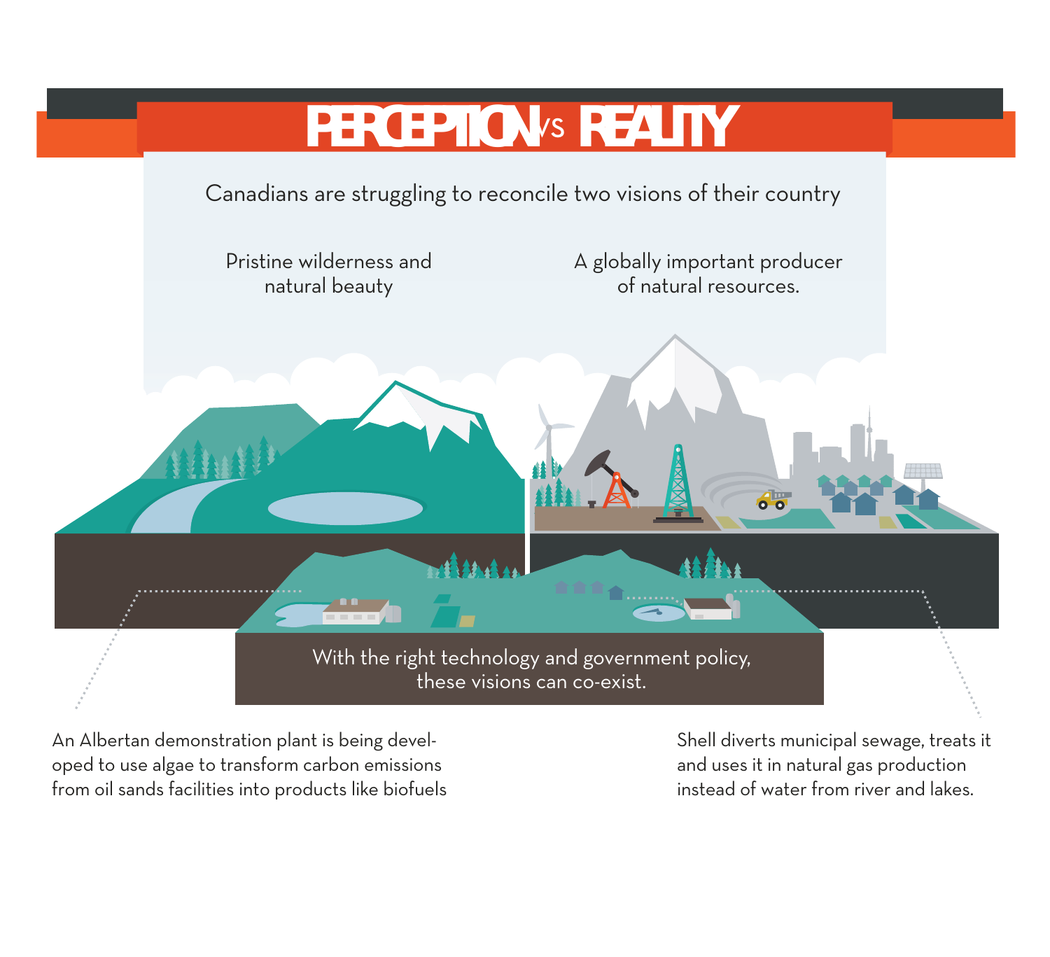# PERCEPTION VS REALITY

Canadians are struggling to reconcile two visions of their country

Pristine wilderness and natural beauty

A globally important producer of natural resources.

With the right technology and government policy, these visions can co-exist.

An Albertan demonstration plant is being developed to use algae to transform carbon emissions from oil sands facilities into products like biofuels

Shell diverts municipal sewage, treats it and uses it in natural gas production instead of water from river and lakes.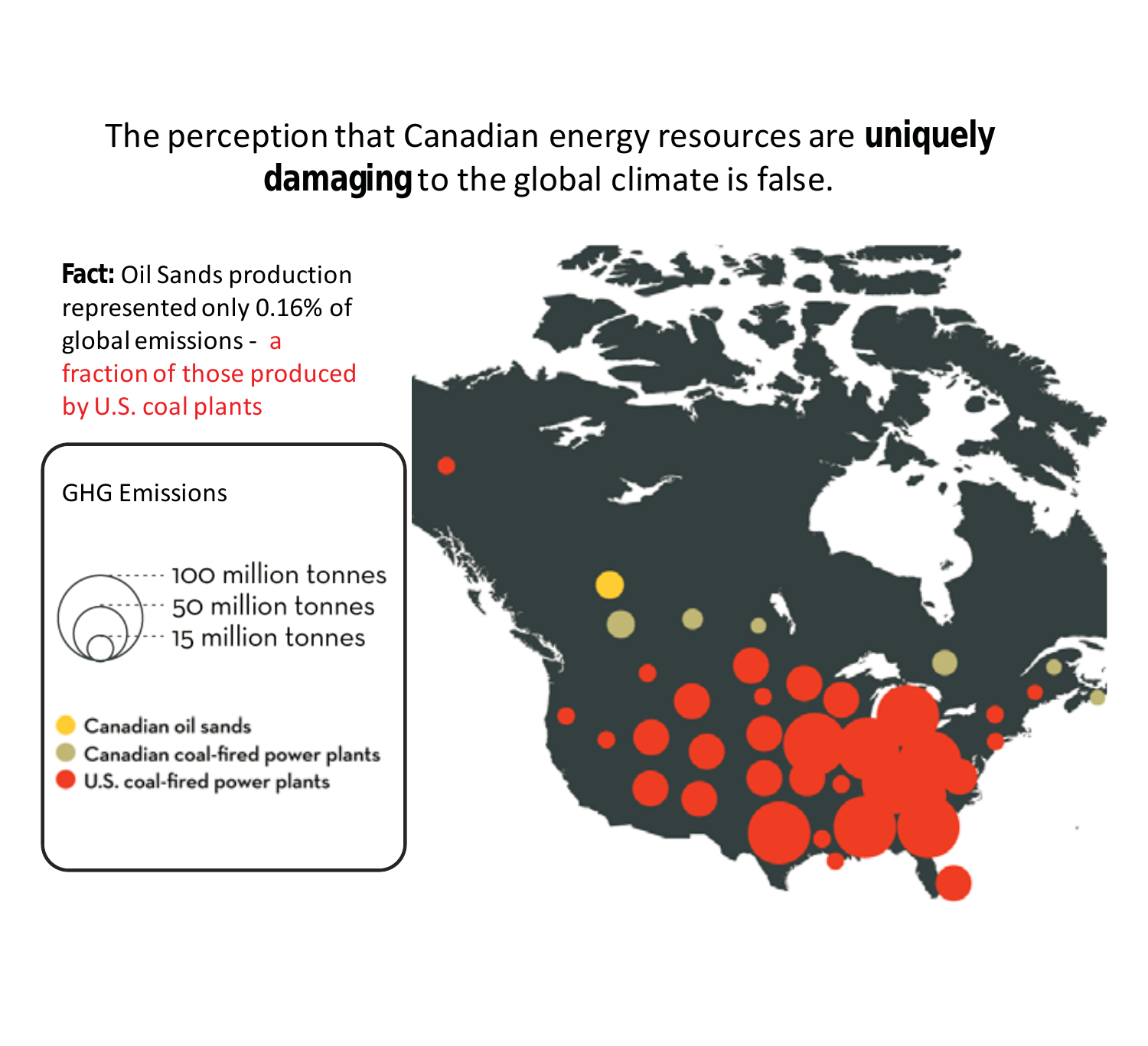The perception that Canadian energy resources are **uniquely damaging** to the global climate is false.

**Fact:** Oil Sands production represented only 0.16% of global emissions - a fraction of those produced by U.S. coal plants

GHG Emissions

- 100 million tonnes
- 50 million tonnes
- 15 million tonnes

- Canadian oil sands
- Canadian coal-fired power plants
- U.S. coal-fired power plants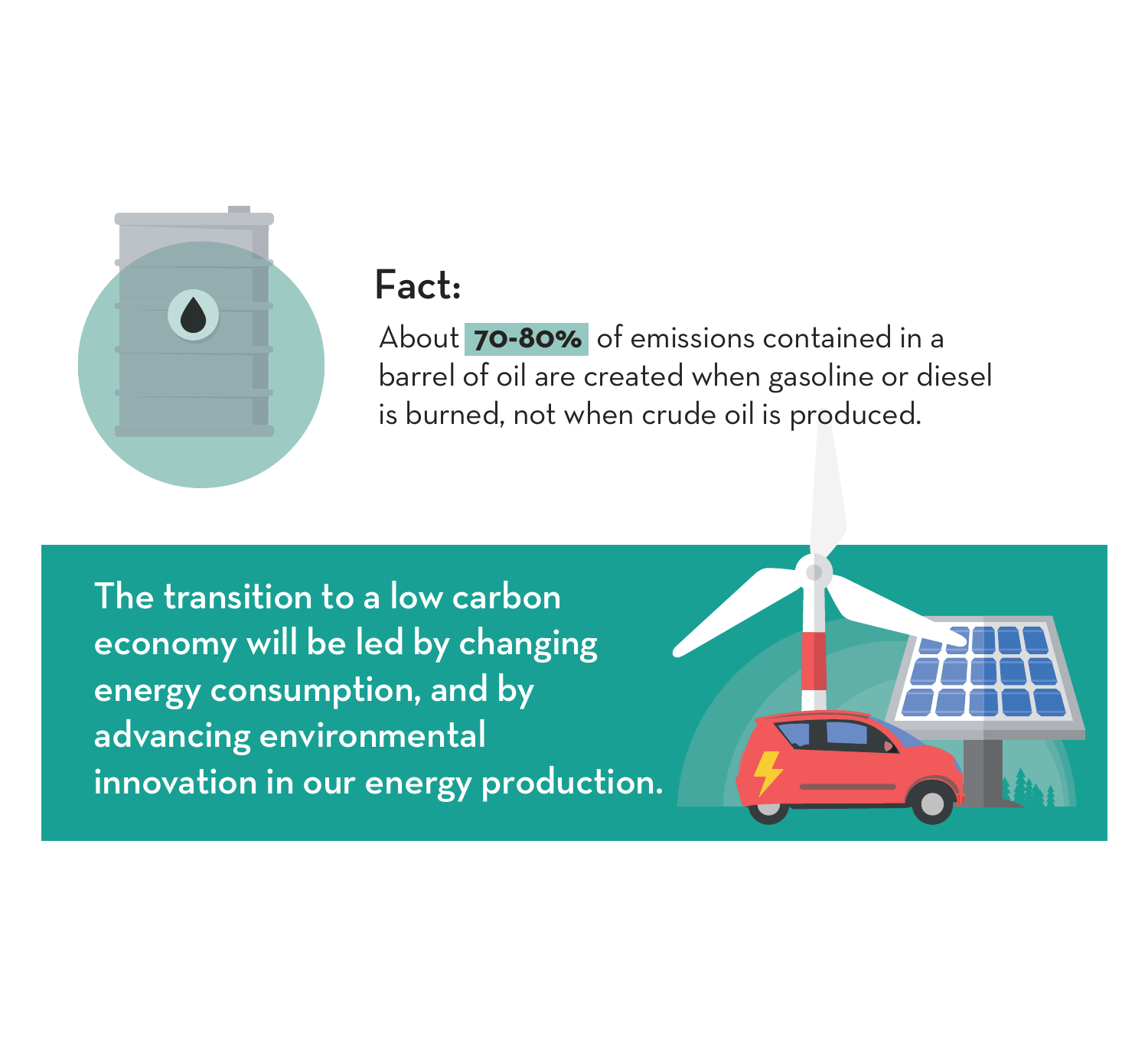## Fact:

About **70-80%** of emissions contained in a barrel of oil are created when gasoline or diesel is burned, not when crude oil is produced.

The transition to a low carbon economy will be led by changing energy consumption, and by advancing environmental innovation in our energy production.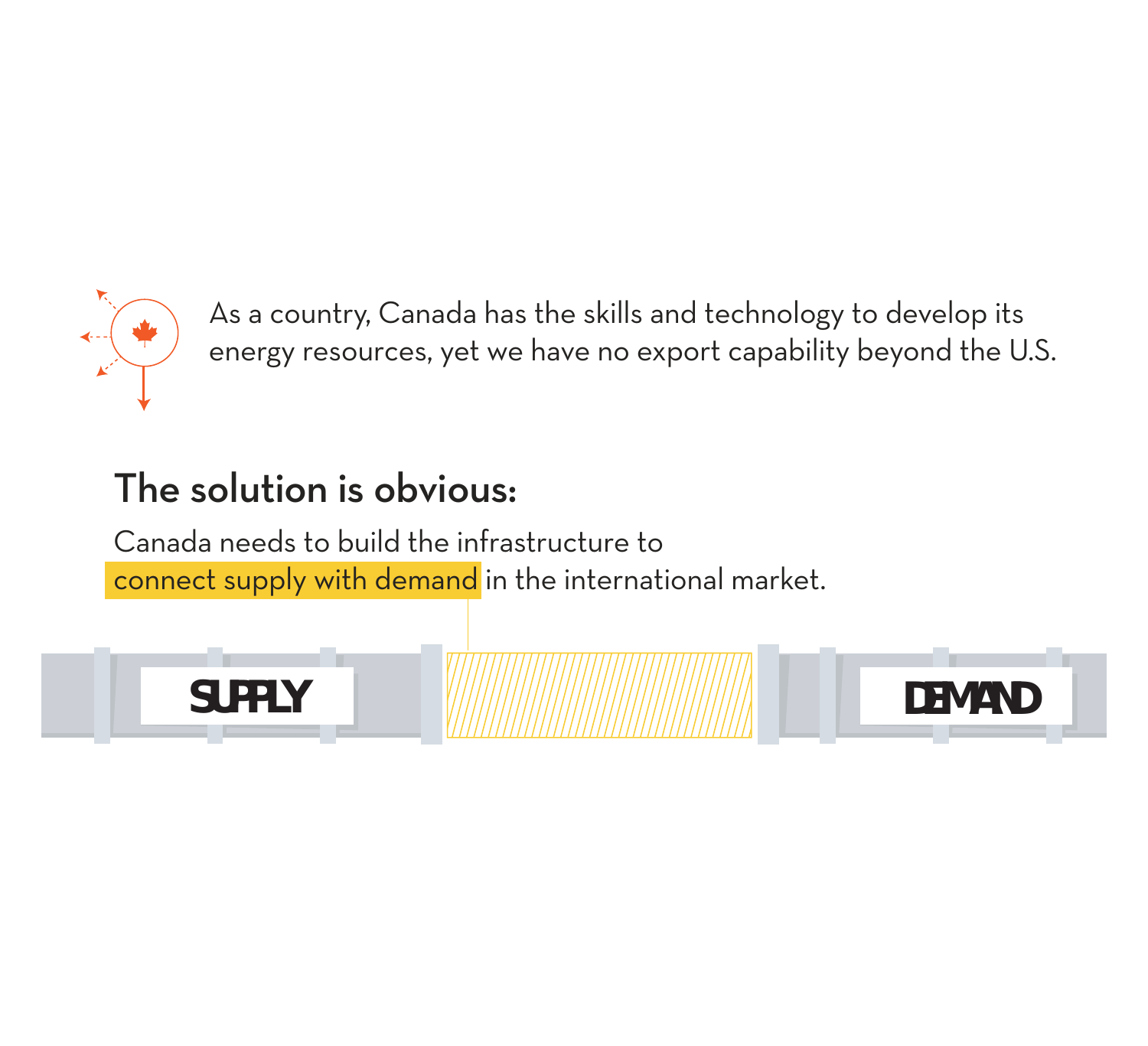As a country, Canada has the skills and technology to develop its energy resources, yet we have no export capability beyond the U.S.

## The solution is obvious:

Canada needs to build the infrastructure to connect supply with demand in the international market.

SUPPLY

DEMAND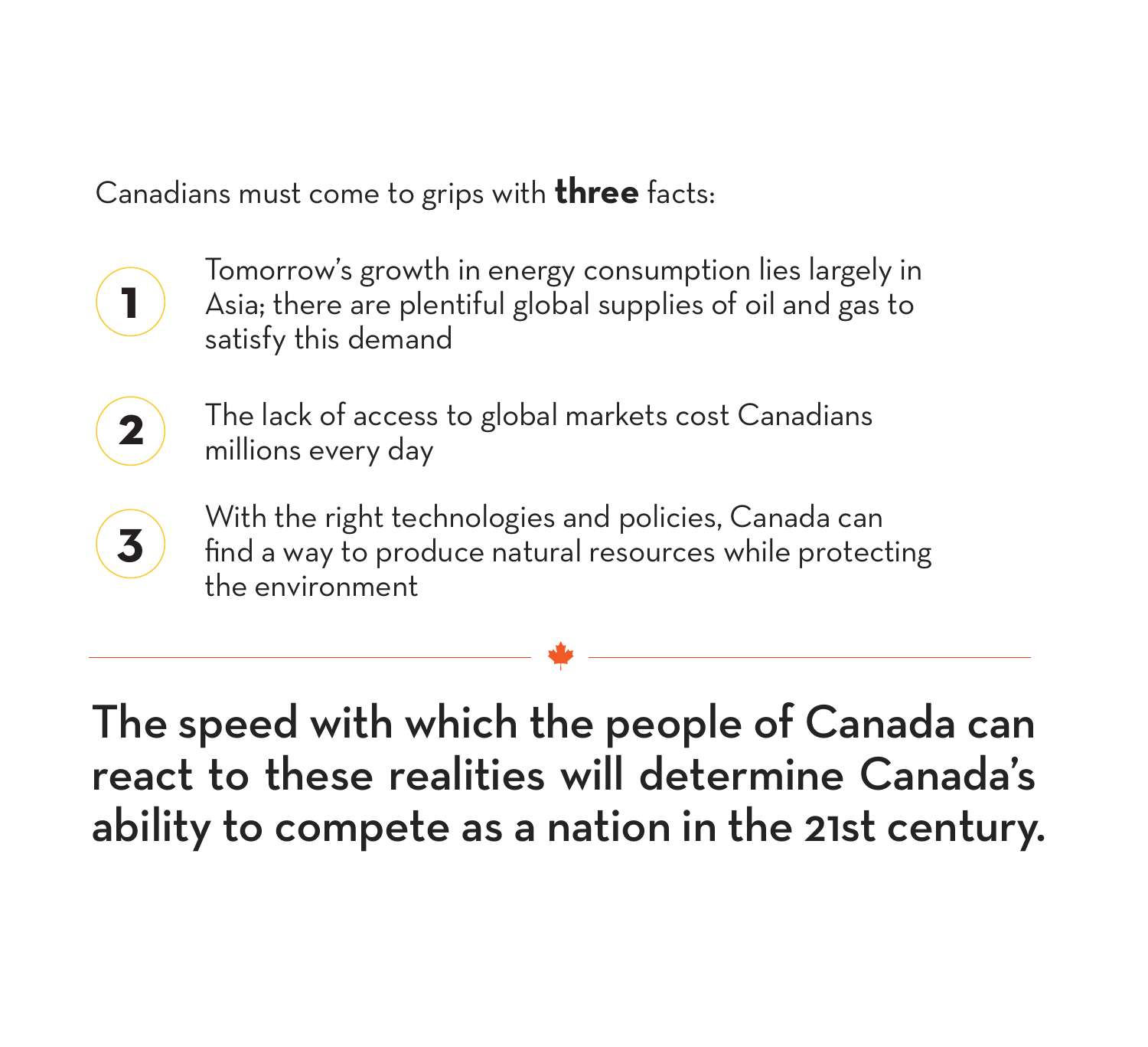Canadians must come to grips with **three** facts:

1. Tomorrow's growth in energy consumption lies largely in Asia; there are plentiful global supplies of oil and gas to satisfy this demand

2. The lack of access to global markets cost Canadians millions every day

3. With the right technologies and policies, Canada can find a way to produce natural resources while protecting the environment

---

**The speed with which the people of Canada can react to these realities will determine Canada's ability to compete as a nation in the 21st century.**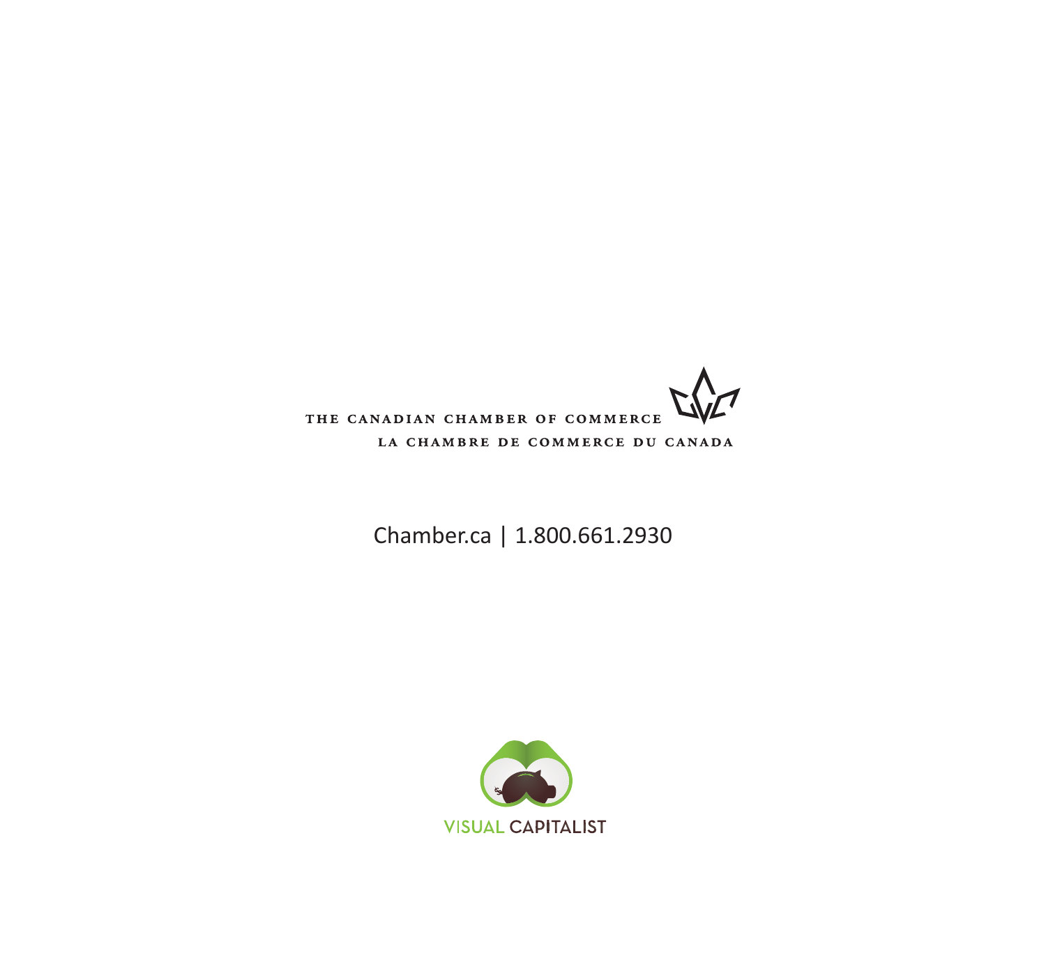THE CANADIAN CHAMBER OF COMMERCE
LA CHAMBRE DE COMMERCE DU CANADA

Chamber.ca | 1.800.661.2930

VISUAL CAPITALIST